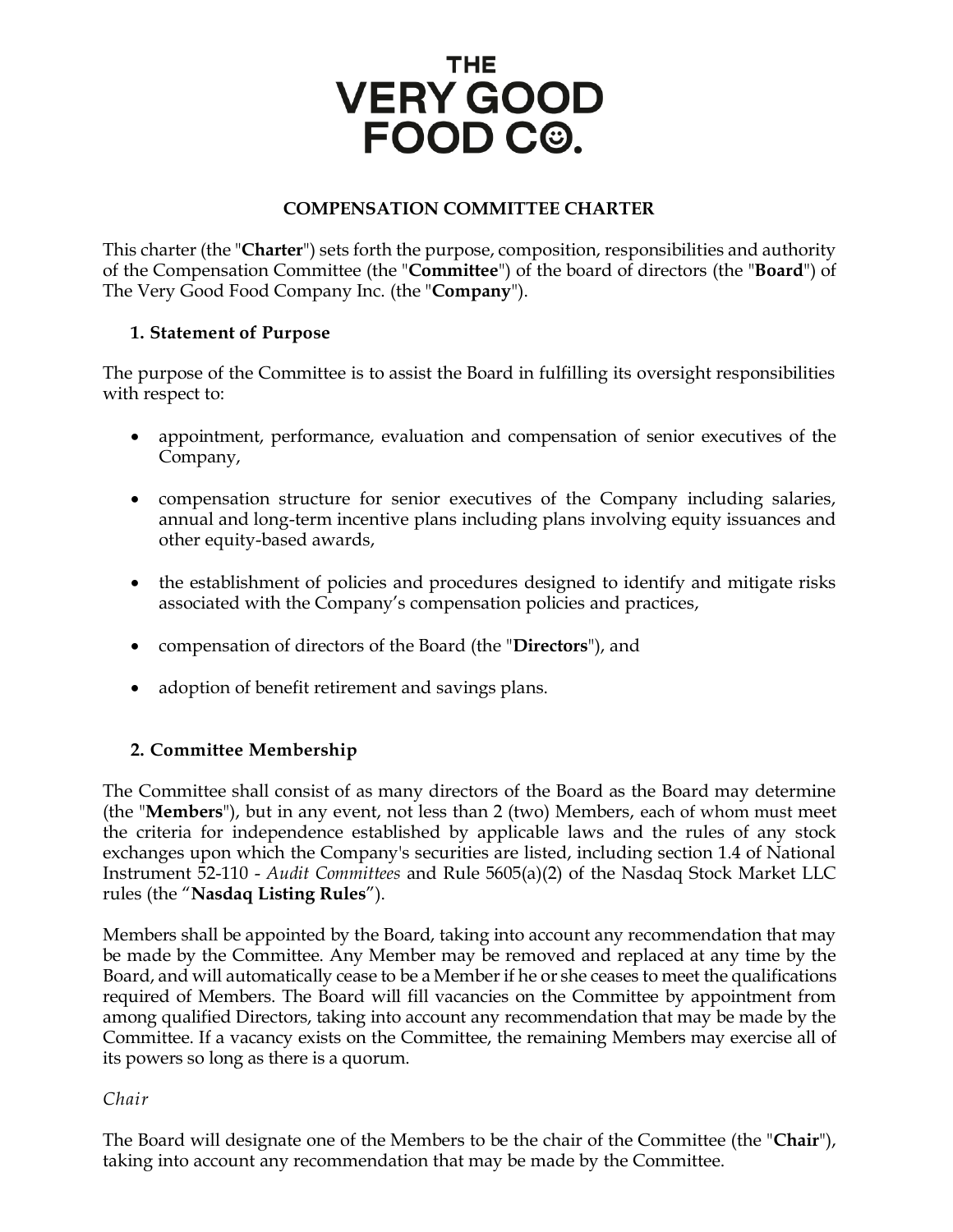# THE VERY GOOD FOOD CO.

## COMPENSATION COMMITTEE CHARTER

This charter (the "**Charter**") sets forth the purpose, composition, responsibilities and authority of the Compensation Committee (the "**Committee**") of the board of directors (the "**Board**") of The Very Good Food Company Inc. (the "**Company**").

### 1. Statement of Purpose

The purpose of the Committee is to assist the Board in fulfilling its oversight responsibilities with respect to:

- appointment, performance, evaluation and compensation of senior executives of the Company,
- compensation structure for senior executives of the Company including salaries, annual and long-term incentive plans including plans involving equity issuances and other equity-based awards,
- the establishment of policies and procedures designed to identify and mitigate risks associated with the Company's compensation policies and practices,
- compensation of directors of the Board (the "**Directors**"), and
- adoption of benefit retirement and savings plans.

### 2. Committee Membership

The Committee shall consist of as many directors of the Board as the Board may determine (the "**Members**"), but in any event, not less than 2 (two) Members, each of whom must meet the criteria for independence established by applicable laws and the rules of any stock exchanges upon which the Company's securities are listed, including section 1.4 of National Instrument 52-110 - *Audit Committees* and Rule 5605(a)(2) of the Nasdaq Stock Market LLC rules (the "**Nasdaq Listing Rules**").

Members shall be appointed by the Board, taking into account any recommendation that may be made by the Committee. Any Member may be removed and replaced at any time by the Board, and will automatically cease to be a Member if he or she ceases to meet the qualifications required of Members. The Board will fill vacancies on the Committee by appointment from among qualified Directors, taking into account any recommendation that may be made by the Committee. If a vacancy exists on the Committee, the remaining Members may exercise all of its powers so long as there is a quorum.

*Chair*

The Board will designate one of the Members to be the chair of the Committee (the "**Chair**"), taking into account any recommendation that may be made by the Committee.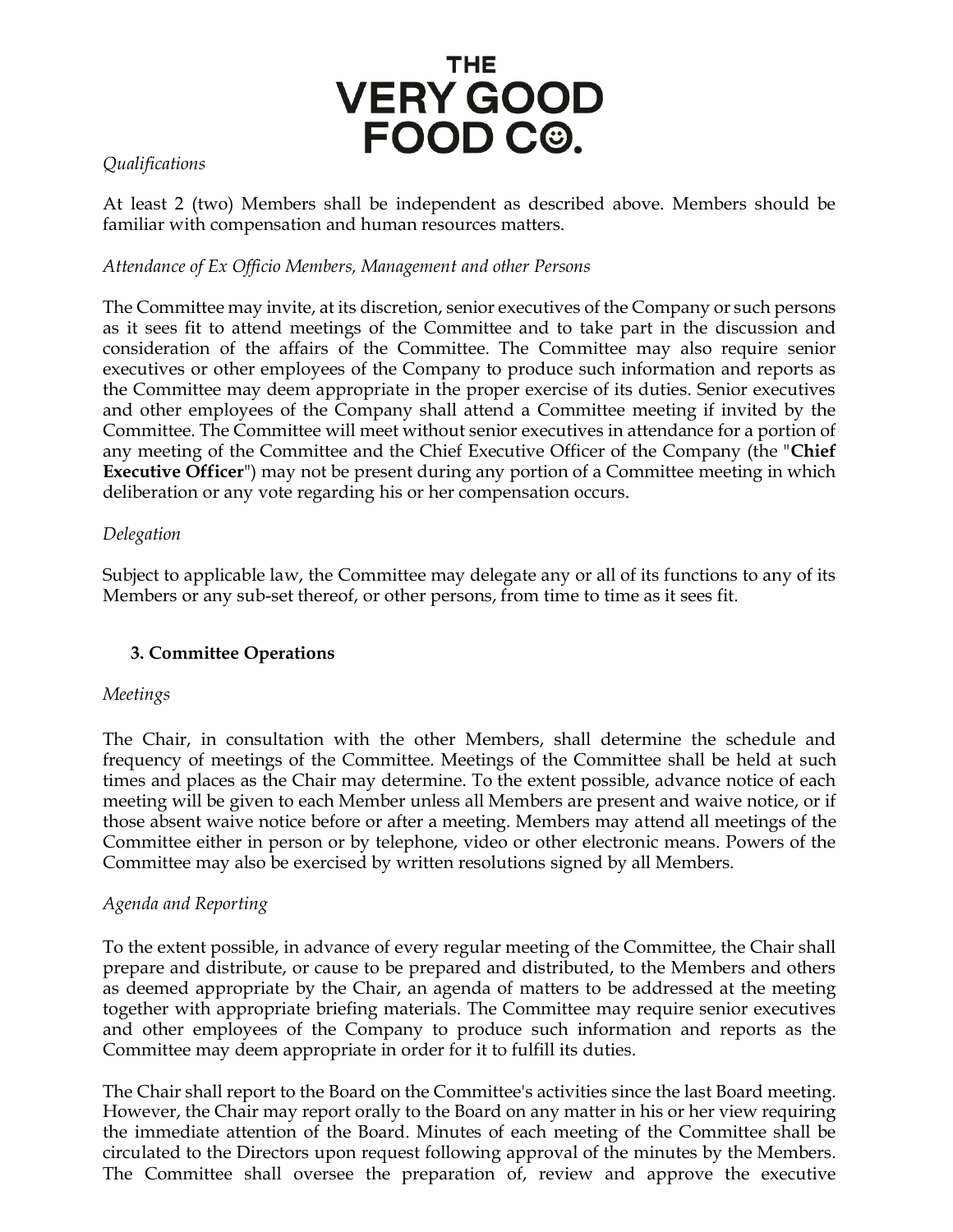*Qualifications*

At least 2 (two) Members shall be independent as described above. Members should be familiar with compensation and human resources matters.

*Attendance of Ex Officio Members, Management and other Persons*

The Committee may invite, at its discretion, senior executives of the Company or such persons as it sees fit to attend meetings of the Committee and to take part in the discussion and consideration of the affairs of the Committee. The Committee may also require senior executives or other employees of the Company to produce such information and reports as the Committee may deem appropriate in the proper exercise of its duties. Senior executives and other employees of the Company shall attend a Committee meeting if invited by the Committee. The Committee will meet without senior executives in attendance for a portion of any meeting of the Committee and the Chief Executive Officer of the Company (the "**Chief Executive Officer**") may not be present during any portion of a Committee meeting in which deliberation or any vote regarding his or her compensation occurs.

*Delegation*

Subject to applicable law, the Committee may delegate any or all of its functions to any of its Members or any sub-set thereof, or other persons, from time to time as it sees fit.

### 3. Committee Operations

*Meetings*

The Chair, in consultation with the other Members, shall determine the schedule and frequency of meetings of the Committee. Meetings of the Committee shall be held at such times and places as the Chair may determine. To the extent possible, advance notice of each meeting will be given to each Member unless all Members are present and waive notice, or if those absent waive notice before or after a meeting. Members may attend all meetings of the Committee either in person or by telephone, video or other electronic means. Powers of the Committee may also be exercised by written resolutions signed by all Members.

*Agenda and Reporting*

To the extent possible, in advance of every regular meeting of the Committee, the Chair shall prepare and distribute, or cause to be prepared and distributed, to the Members and others as deemed appropriate by the Chair, an agenda of matters to be addressed at the meeting together with appropriate briefing materials. The Committee may require senior executives and other employees of the Company to produce such information and reports as the Committee may deem appropriate in order for it to fulfill its duties.

The Chair shall report to the Board on the Committee's activities since the last Board meeting. However, the Chair may report orally to the Board on any matter in his or her view requiring the immediate attention of the Board. Minutes of each meeting of the Committee shall be circulated to the Directors upon request following approval of the minutes by the Members. The Committee shall oversee the preparation of, review and approve the executive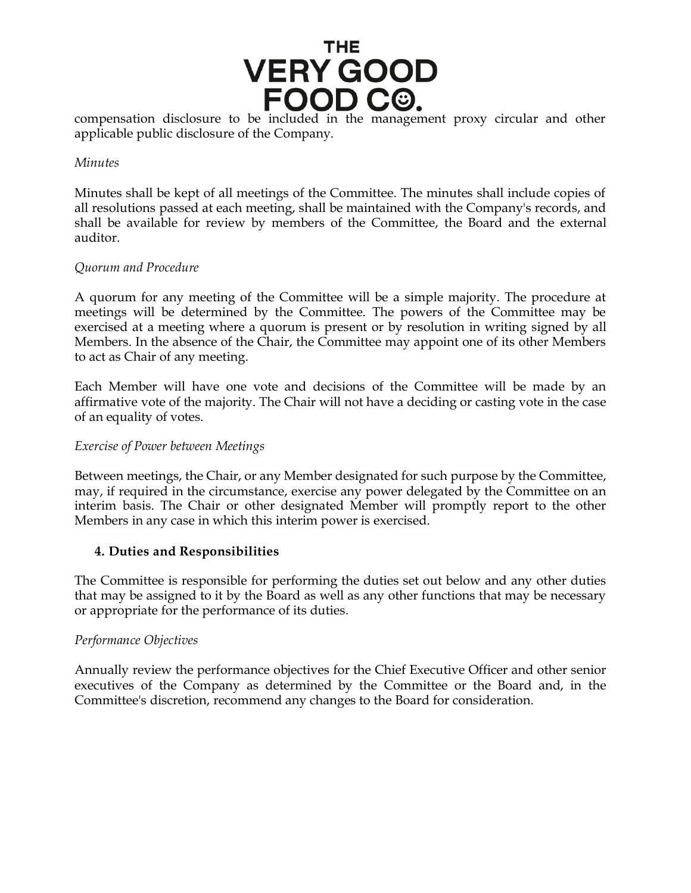compensation disclosure to be included in the management proxy circular and other applicable public disclosure of the Company.

*Minutes*

Minutes shall be kept of all meetings of the Committee. The minutes shall include copies of all resolutions passed at each meeting, shall be maintained with the Company's records, and shall be available for review by members of the Committee, the Board and the external auditor.

*Quorum and Procedure*

A quorum for any meeting of the Committee will be a simple majority. The procedure at meetings will be determined by the Committee. The powers of the Committee may be exercised at a meeting where a quorum is present or by resolution in writing signed by all Members. In the absence of the Chair, the Committee may appoint one of its other Members to act as Chair of any meeting.

Each Member will have one vote and decisions of the Committee will be made by an affirmative vote of the majority. The Chair will not have a deciding or casting vote in the case of an equality of votes.

*Exercise of Power between Meetings*

Between meetings, the Chair, or any Member designated for such purpose by the Committee, may, if required in the circumstance, exercise any power delegated by the Committee on an interim basis. The Chair or other designated Member will promptly report to the other Members in any case in which this interim power is exercised.

## 4. Duties and Responsibilities

The Committee is responsible for performing the duties set out below and any other duties that may be assigned to it by the Board as well as any other functions that may be necessary or appropriate for the performance of its duties.

*Performance Objectives*

Annually review the performance objectives for the Chief Executive Officer and other senior executives of the Company as determined by the Committee or the Board and, in the Committee's discretion, recommend any changes to the Board for consideration.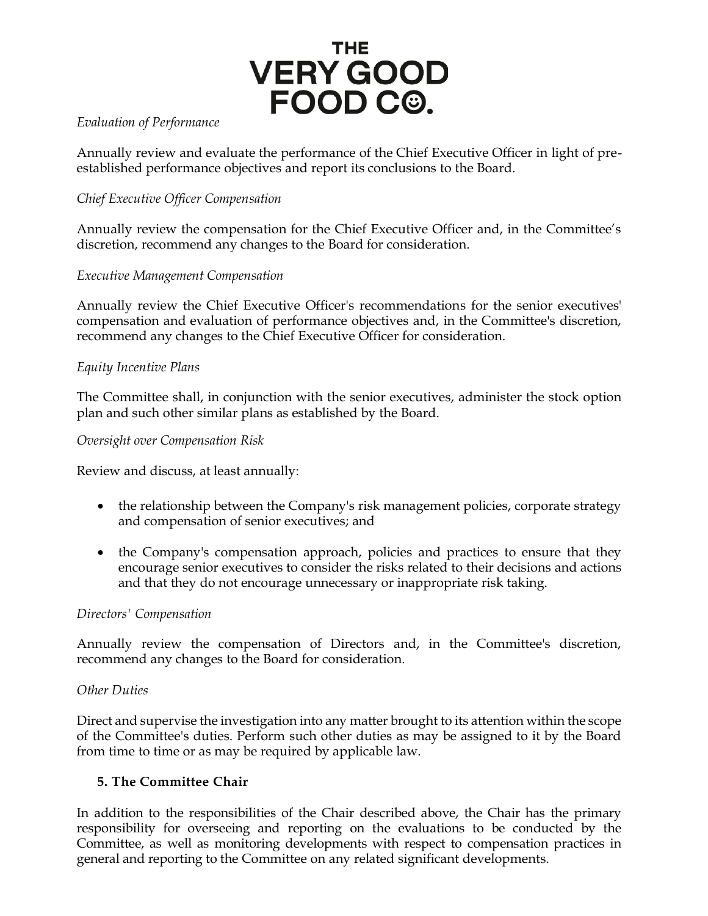*Evaluation of Performance*

Annually review and evaluate the performance of the Chief Executive Officer in light of pre-established performance objectives and report its conclusions to the Board.

*Chief Executive Officer Compensation*

Annually review the compensation for the Chief Executive Officer and, in the Committee's discretion, recommend any changes to the Board for consideration.

*Executive Management Compensation*

Annually review the Chief Executive Officer's recommendations for the senior executives' compensation and evaluation of performance objectives and, in the Committee's discretion, recommend any changes to the Chief Executive Officer for consideration.

*Equity Incentive Plans*

The Committee shall, in conjunction with the senior executives, administer the stock option plan and such other similar plans as established by the Board.

*Oversight over Compensation Risk*

Review and discuss, at least annually:

- the relationship between the Company's risk management policies, corporate strategy and compensation of senior executives; and
- the Company's compensation approach, policies and practices to ensure that they encourage senior executives to consider the risks related to their decisions and actions and that they do not encourage unnecessary or inappropriate risk taking.

*Directors' Compensation*

Annually review the compensation of Directors and, in the Committee's discretion, recommend any changes to the Board for consideration.

*Other Duties*

Direct and supervise the investigation into any matter brought to its attention within the scope of the Committee's duties. Perform such other duties as may be assigned to it by the Board from time to time or as may be required by applicable law.

## 5. The Committee Chair

In addition to the responsibilities of the Chair described above, the Chair has the primary responsibility for overseeing and reporting on the evaluations to be conducted by the Committee, as well as monitoring developments with respect to compensation practices in general and reporting to the Committee on any related significant developments.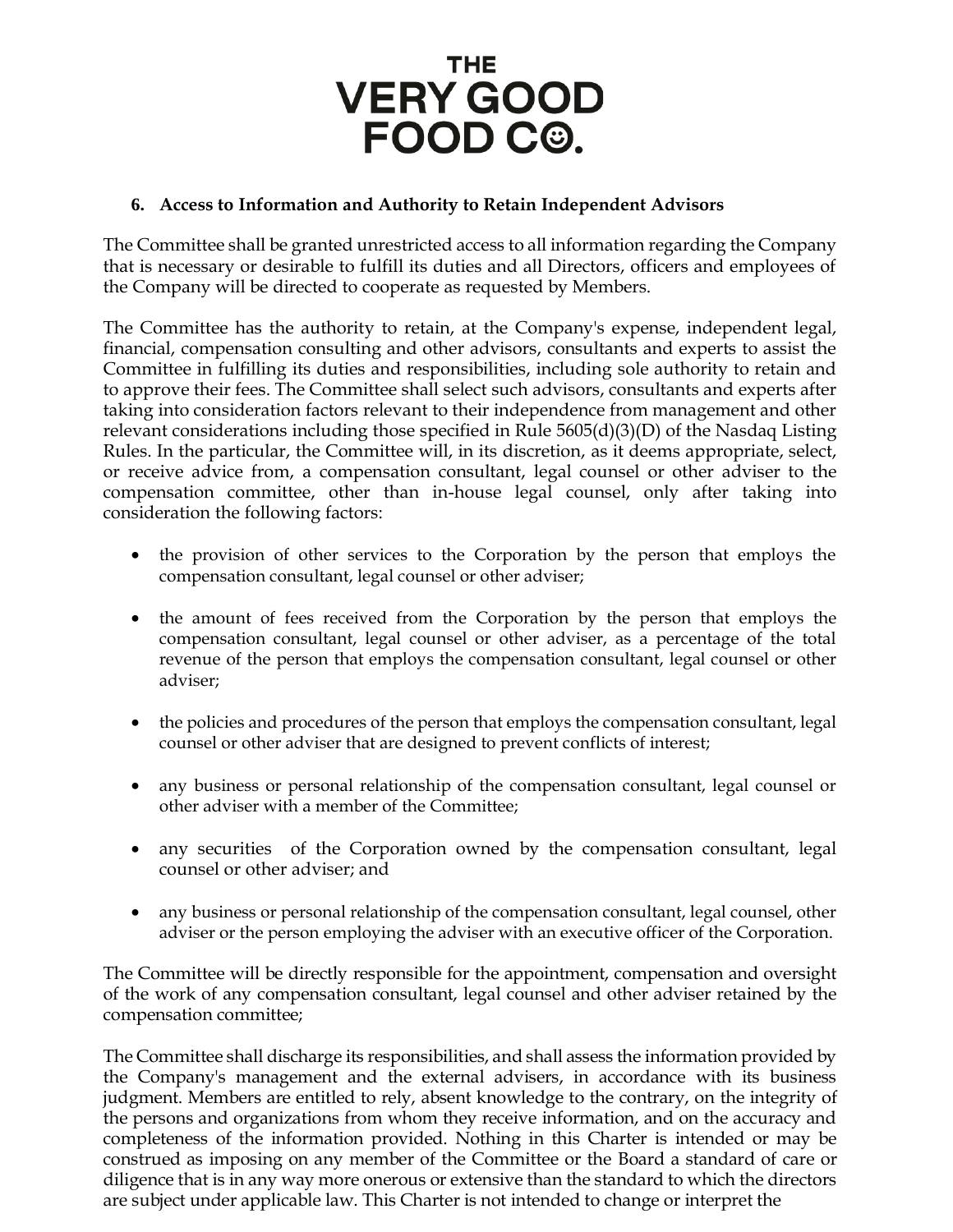### 6. Access to Information and Authority to Retain Independent Advisors

The Committee shall be granted unrestricted access to all information regarding the Company that is necessary or desirable to fulfill its duties and all Directors, officers and employees of the Company will be directed to cooperate as requested by Members.

The Committee has the authority to retain, at the Company's expense, independent legal, financial, compensation consulting and other advisors, consultants and experts to assist the Committee in fulfilling its duties and responsibilities, including sole authority to retain and to approve their fees. The Committee shall select such advisors, consultants and experts after taking into consideration factors relevant to their independence from management and other relevant considerations including those specified in Rule 5605(d)(3)(D) of the Nasdaq Listing Rules. In the particular, the Committee will, in its discretion, as it deems appropriate, select, or receive advice from, a compensation consultant, legal counsel or other adviser to the compensation committee, other than in-house legal counsel, only after taking into consideration the following factors:

- the provision of other services to the Corporation by the person that employs the compensation consultant, legal counsel or other adviser;
- the amount of fees received from the Corporation by the person that employs the compensation consultant, legal counsel or other adviser, as a percentage of the total revenue of the person that employs the compensation consultant, legal counsel or other adviser;
- the policies and procedures of the person that employs the compensation consultant, legal counsel or other adviser that are designed to prevent conflicts of interest;
- any business or personal relationship of the compensation consultant, legal counsel or other adviser with a member of the Committee;
- any securities of the Corporation owned by the compensation consultant, legal counsel or other adviser; and
- any business or personal relationship of the compensation consultant, legal counsel, other adviser or the person employing the adviser with an executive officer of the Corporation.

The Committee will be directly responsible for the appointment, compensation and oversight of the work of any compensation consultant, legal counsel and other adviser retained by the compensation committee;

The Committee shall discharge its responsibilities, and shall assess the information provided by the Company's management and the external advisers, in accordance with its business judgment. Members are entitled to rely, absent knowledge to the contrary, on the integrity of the persons and organizations from whom they receive information, and on the accuracy and completeness of the information provided. Nothing in this Charter is intended or may be construed as imposing on any member of the Committee or the Board a standard of care or diligence that is in any way more onerous or extensive than the standard to which the directors are subject under applicable law. This Charter is not intended to change or interpret the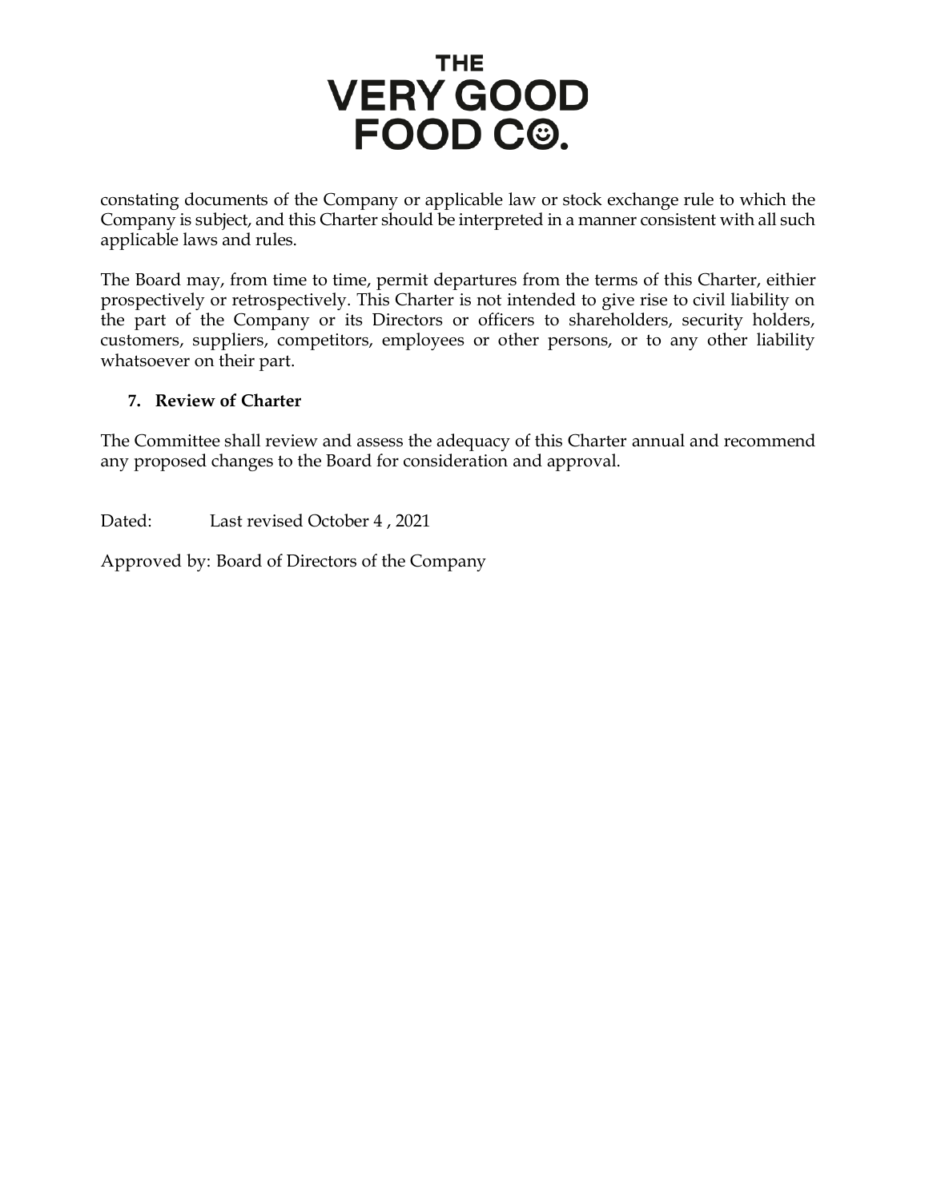constating documents of the Company or applicable law or stock exchange rule to which the Company is subject, and this Charter should be interpreted in a manner consistent with all such applicable laws and rules.

The Board may, from time to time, permit departures from the terms of this Charter, eithier prospectively or retrospectively. This Charter is not intended to give rise to civil liability on the part of the Company or its Directors or officers to shareholders, security holders, customers, suppliers, competitors, employees or other persons, or to any other liability whatsoever on their part.

## 7. Review of Charter

The Committee shall review and assess the adequacy of this Charter annual and recommend any proposed changes to the Board for consideration and approval.

Dated: Last revised October 4 , 2021

Approved by: Board of Directors of the Company